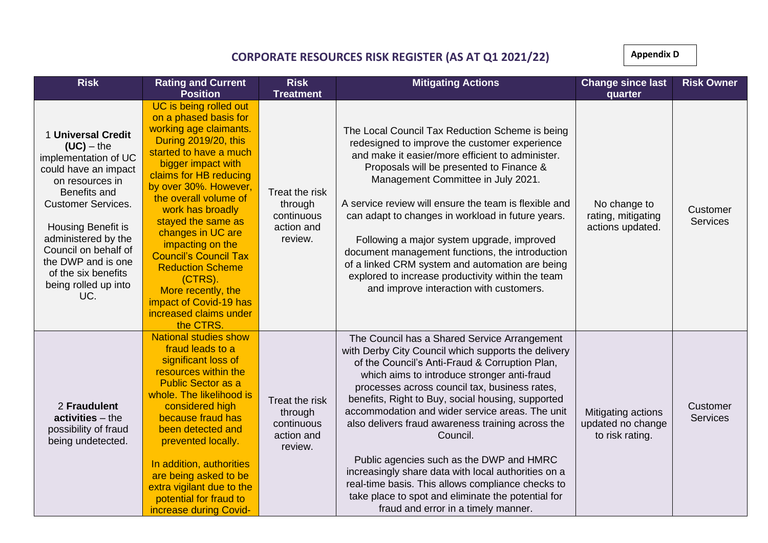# CORPORATE RESOURCES RISK REGISTER (AS AT Q1 2021/22)

**Appendix D**

| Risk | Rating and Current Position | Risk Treatment | Mitigating Actions | Change since last quarter | Risk Owner |
|---|---|---|---|---|---|
| 1 **Universal Credit (UC)** – the implementation of UC could have an impact on resources in Benefits and Customer Services.<br><br>Housing Benefit is administered by the Council on behalf of the DWP and is one of the six benefits being rolled up into UC. | UC is being rolled out on a phased basis for working age claimants. During 2019/20, this started to have a much bigger impact with claims for HB reducing by over 30%. However, the overall volume of work has broadly stayed the same as changes in UC are impacting on the Council's Council Tax Reduction Scheme (CTRS).<br>More recently, the impact of Covid-19 has increased claims under the CTRS. | Treat the risk through continuous action and review. | The Local Council Tax Reduction Scheme is being redesigned to improve the customer experience and make it easier/more efficient to administer. Proposals will be presented to Finance & Management Committee in July 2021.<br><br>A service review will ensure the team is flexible and can adapt to changes in workload in future years.<br><br>Following a major system upgrade, improved document management functions, the introduction of a linked CRM system and automation are being explored to increase productivity within the team and improve interaction with customers. | No change to rating, mitigating actions updated. | Customer Services |
| 2 **Fraudulent activities** – the possibility of fraud being undetected. | National studies show fraud leads to a significant loss of resources within the Public Sector as a whole. The likelihood is considered high because fraud has been detected and prevented locally.<br><br>In addition, authorities are being asked to be extra vigilant due to the potential for fraud to increase during Covid- | Treat the risk through continuous action and review. | The Council has a Shared Service Arrangement with Derby City Council which supports the delivery of the Council's Anti-Fraud & Corruption Plan, which aims to introduce stronger anti-fraud processes across council tax, business rates, benefits, Right to Buy, social housing, supported accommodation and wider service areas. The unit also delivers fraud awareness training across the Council.<br><br>Public agencies such as the DWP and HMRC increasingly share data with local authorities on a real-time basis. This allows compliance checks to take place to spot and eliminate the potential for fraud and error in a timely manner. | Mitigating actions updated no change to risk rating. | Customer Services |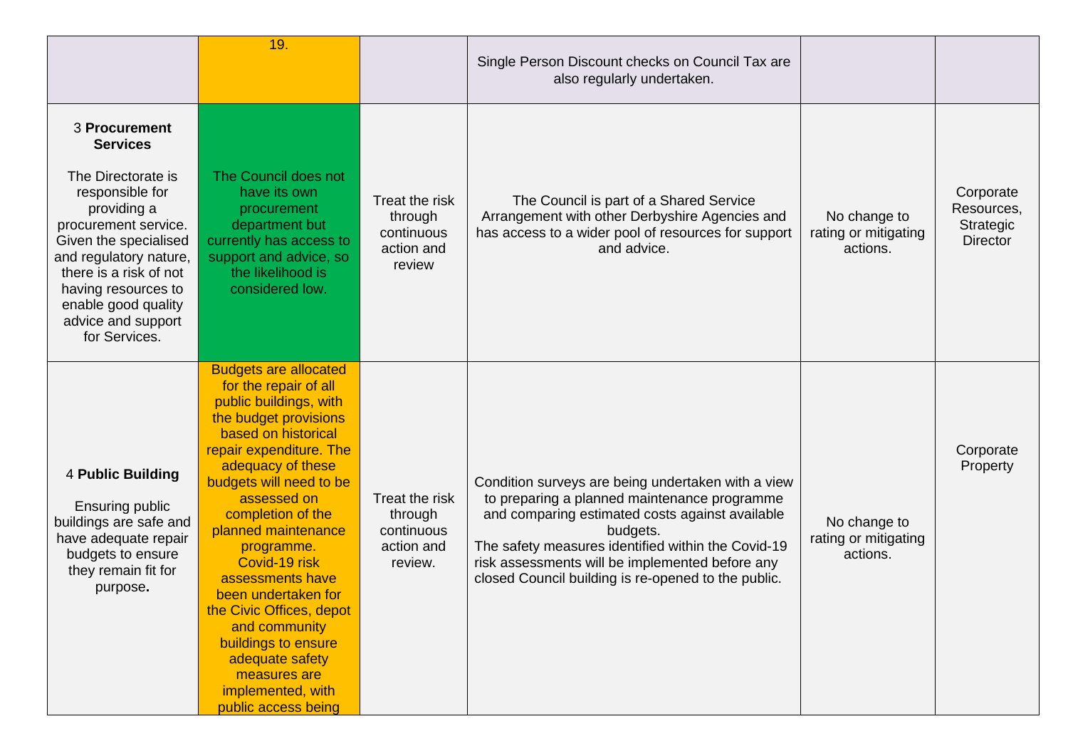|  |  |  |  |  |  |
|---|---|---|---|---|---|
|  | 19. |  | Single Person Discount checks on Council Tax are also regularly undertaken. |  |  |
| 3 **Procurement Services**<br><br>The Directorate is responsible for providing a procurement service. Given the specialised and regulatory nature, there is a risk of not having resources to enable good quality advice and support for Services. | The Council does not have its own procurement department but currently has access to support and advice, so the likelihood is considered low. | Treat the risk through continuous action and review | The Council is part of a Shared Service Arrangement with other Derbyshire Agencies and has access to a wider pool of resources for support and advice. | No change to rating or mitigating actions. | Corporate Resources, Strategic Director |
| 4 **Public Building**<br><br>Ensuring public buildings are safe and have adequate repair budgets to ensure they remain fit for purpose**.** | Budgets are allocated for the repair of all public buildings, with the budget provisions based on historical repair expenditure. The adequacy of these budgets will need to be assessed on completion of the planned maintenance programme.<br>Covid-19 risk assessments have been undertaken for the Civic Offices, depot and community buildings to ensure adequate safety measures are implemented, with public access being | Treat the risk through continuous action and review. | Condition surveys are being undertaken with a view to preparing a planned maintenance programme and comparing estimated costs against available budgets.<br>The safety measures identified within the Covid-19 risk assessments will be implemented before any closed Council building is re-opened to the public. | No change to rating or mitigating actions. | Corporate Property |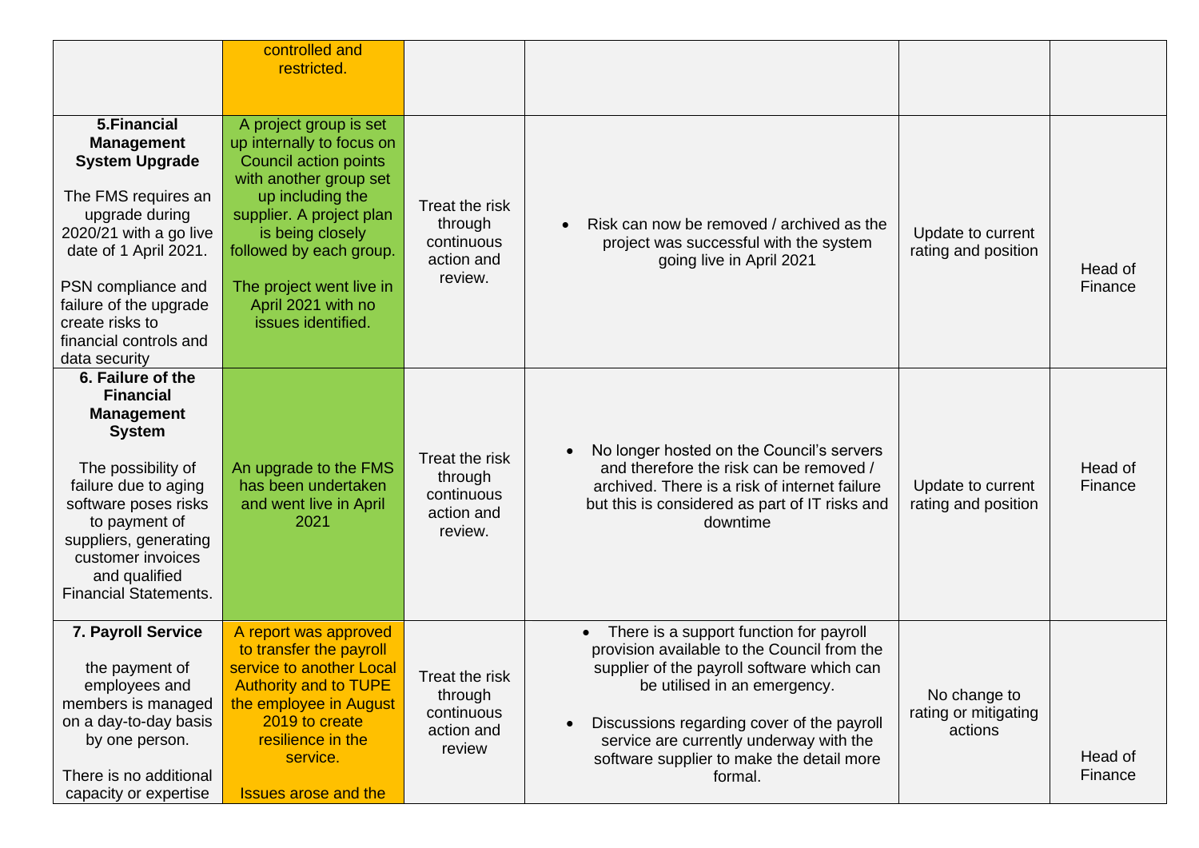| | | | | | |
|---|---|---|---|---|---|
| | controlled and restricted. | | | | |
| **5.Financial Management System Upgrade**<br><br>The FMS requires an upgrade during 2020/21 with a go live date of 1 April 2021.<br><br>PSN compliance and failure of the upgrade create risks to financial controls and data security | A project group is set up internally to focus on Council action points with another group set up including the supplier. A project plan is being closely followed by each group.<br><br>The project went live in April 2021 with no issues identified. | Treat the risk through continuous action and review. | • Risk can now be removed / archived as the project was successful with the system going live in April 2021 | Update to current rating and position | Head of Finance |
| **6. Failure of the Financial Management System**<br><br>The possibility of failure due to aging software poses risks to payment of suppliers, generating customer invoices and qualified Financial Statements. | An upgrade to the FMS has been undertaken and went live in April 2021 | Treat the risk through continuous action and review. | • No longer hosted on the Council's servers and therefore the risk can be removed / archived. There is a risk of internet failure but this is considered as part of IT risks and downtime | Update to current rating and position | Head of Finance |
| **7. Payroll Service**<br><br>the payment of employees and members is managed on a day-to-day basis by one person.<br><br>There is no additional capacity or expertise | A report was approved to transfer the payroll service to another Local Authority and to TUPE the employee in August 2019 to create resilience in the service.<br><br>Issues arose and the | Treat the risk through continuous action and review | • There is a support function for payroll provision available to the Council from the supplier of the payroll software which can be utilised in an emergency.<br><br>• Discussions regarding cover of the payroll service are currently underway with the software supplier to make the detail more formal. | No change to rating or mitigating actions | Head of Finance |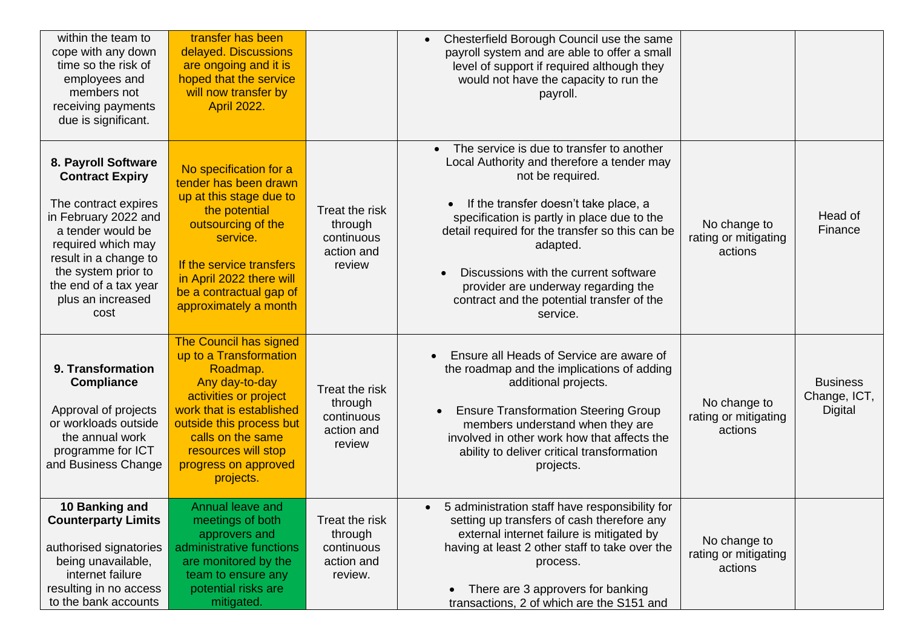| | | | | | |
|---|---|---|---|---|---|
| within the team to cope with any down time so the risk of employees and members not receiving payments due is significant. | transfer has been delayed. Discussions are ongoing and it is hoped that the service will now transfer by April 2022. | | • Chesterfield Borough Council use the same payroll system and are able to offer a small level of support if required although they would not have the capacity to run the payroll. | | |
| **8. Payroll Software Contract Expiry**<br><br>The contract expires in February 2022 and a tender would be required which may result in a change to the system prior to the end of a tax year plus an increased cost | No specification for a tender has been drawn up at this stage due to the potential outsourcing of the service.<br><br>If the service transfers in April 2022 there will be a contractual gap of approximately a month | Treat the risk through continuous action and review | • The service is due to transfer to another Local Authority and therefore a tender may not be required.<br><br>• If the transfer doesn't take place, a specification is partly in place due to the detail required for the transfer so this can be adapted.<br><br>• Discussions with the current software provider are underway regarding the contract and the potential transfer of the service. | No change to rating or mitigating actions | Head of Finance |
| **9. Transformation Compliance**<br><br>Approval of projects or workloads outside the annual work programme for ICT and Business Change | The Council has signed up to a Transformation Roadmap.<br>Any day-to-day activities or project work that is established outside this process but calls on the same resources will stop progress on approved projects. | Treat the risk through continuous action and review | • Ensure all Heads of Service are aware of the roadmap and the implications of adding additional projects.<br><br>• Ensure Transformation Steering Group members understand when they are involved in other work how that affects the ability to deliver critical transformation projects. | No change to rating or mitigating actions | Business Change, ICT, Digital |
| **10 Banking and Counterparty Limits**<br><br>authorised signatories being unavailable, internet failure resulting in no access to the bank accounts | Annual leave and meetings of both approvers and administrative functions are monitored by the team to ensure any potential risks are mitigated. | Treat the risk through continuous action and review. | • 5 administration staff have responsibility for setting up transfers of cash therefore any external internet failure is mitigated by having at least 2 other staff to take over the process.<br><br>• There are 3 approvers for banking transactions, 2 of which are the S151 and | No change to rating or mitigating actions | |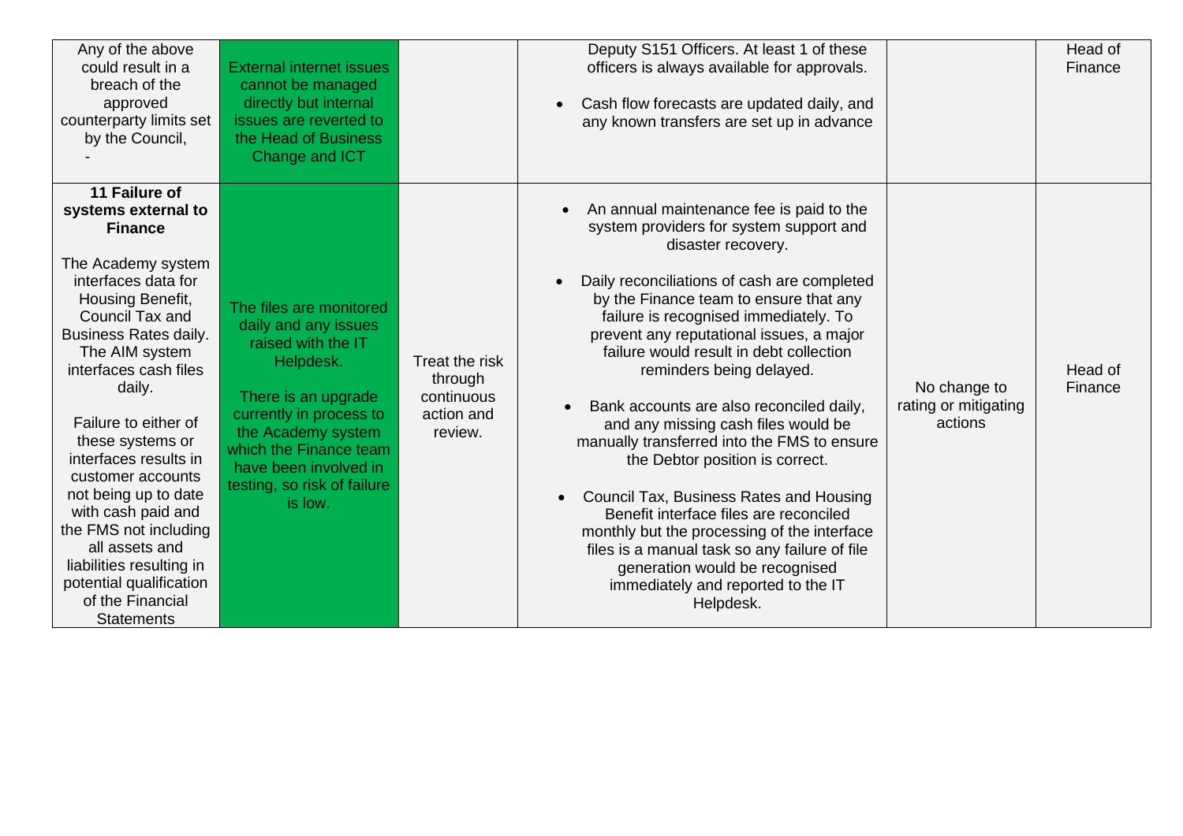| | | | | | |
|---|---|---|---|---|---|
| Any of the above could result in a breach of the approved counterparty limits set by the Council,<br>- | External internet issues cannot be managed directly but internal issues are reverted to the Head of Business Change and ICT | | Deputy S151 Officers. At least 1 of these officers is always available for approvals.<br><br>• Cash flow forecasts are updated daily, and any known transfers are set up in advance | | Head of Finance |
| **11 Failure of systems external to Finance**<br><br>The Academy system interfaces data for Housing Benefit, Council Tax and Business Rates daily. The AIM system interfaces cash files daily.<br><br>Failure to either of these systems or interfaces results in customer accounts not being up to date with cash paid and the FMS not including all assets and liabilities resulting in potential qualification of the Financial Statements | The files are monitored daily and any issues raised with the IT Helpdesk.<br><br>There is an upgrade currently in process to the Academy system which the Finance team have been involved in testing, so risk of failure is low. | Treat the risk through continuous action and review. | • An annual maintenance fee is paid to the system providers for system support and disaster recovery.<br><br>• Daily reconciliations of cash are completed by the Finance team to ensure that any failure is recognised immediately. To prevent any reputational issues, a major failure would result in debt collection reminders being delayed.<br><br>• Bank accounts are also reconciled daily, and any missing cash files would be manually transferred into the FMS to ensure the Debtor position is correct.<br><br>• Council Tax, Business Rates and Housing Benefit interface files are reconciled monthly but the processing of the interface files is a manual task so any failure of file generation would be recognised immediately and reported to the IT Helpdesk. | No change to rating or mitigating actions | Head of Finance |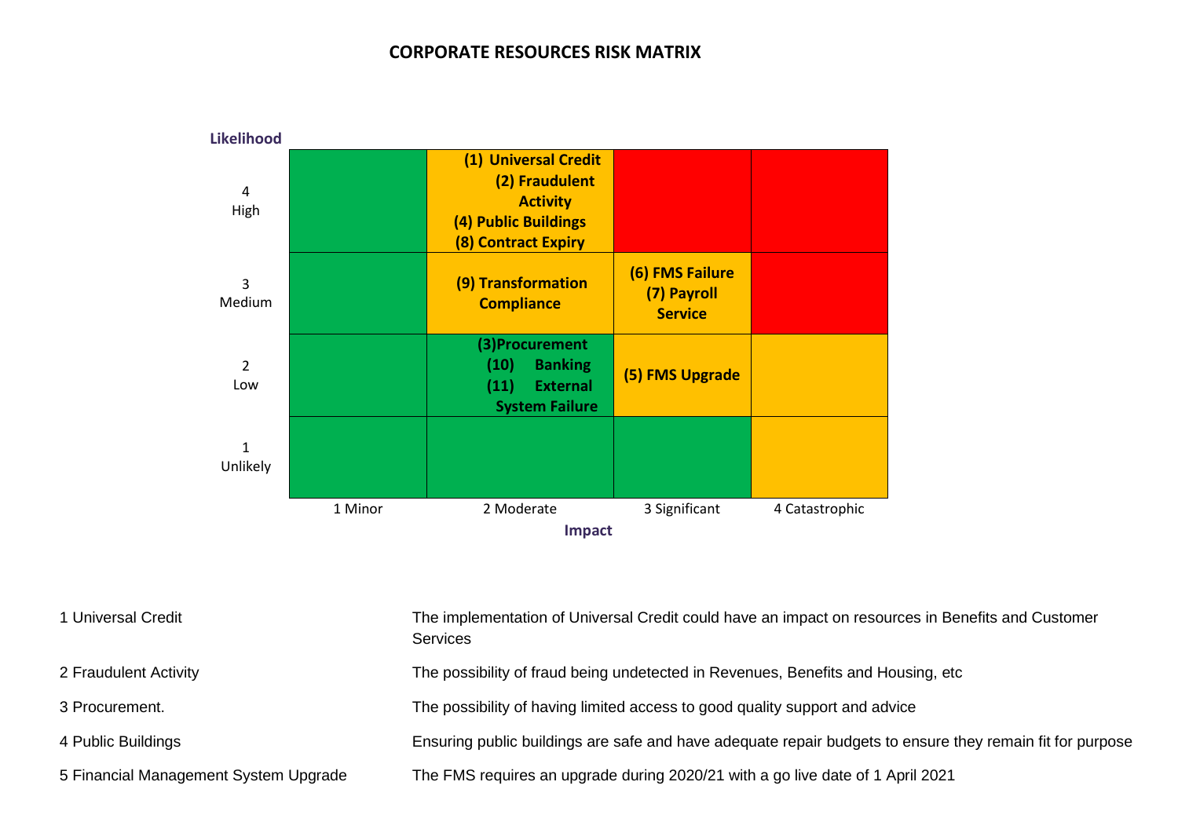# CORPORATE RESOURCES RISK MATRIX

| Likelihood | 1 Minor | 2 Moderate | 3 Significant | 4 Catastrophic |
|---|---|---|---|---|
| 4 High | | (1) Universal Credit (2) Fraudulent Activity (4) Public Buildings (8) Contract Expiry | | |
| 3 Medium | | (9) Transformation Compliance | (6) FMS Failure (7) Payroll Service | |
| 2 Low | | (3)Procurement (10) Banking (11) External System Failure | (5) FMS Upgrade | |
| 1 Unlikely | | | | |

Impact

| | |
|---|---|
| 1 Universal Credit | The implementation of Universal Credit could have an impact on resources in Benefits and Customer Services |
| 2 Fraudulent Activity | The possibility of fraud being undetected in Revenues, Benefits and Housing, etc |
| 3 Procurement. | The possibility of having limited access to good quality support and advice |
| 4 Public Buildings | Ensuring public buildings are safe and have adequate repair budgets to ensure they remain fit for purpose |
| 5 Financial Management System Upgrade | The FMS requires an upgrade during 2020/21 with a go live date of 1 April 2021 |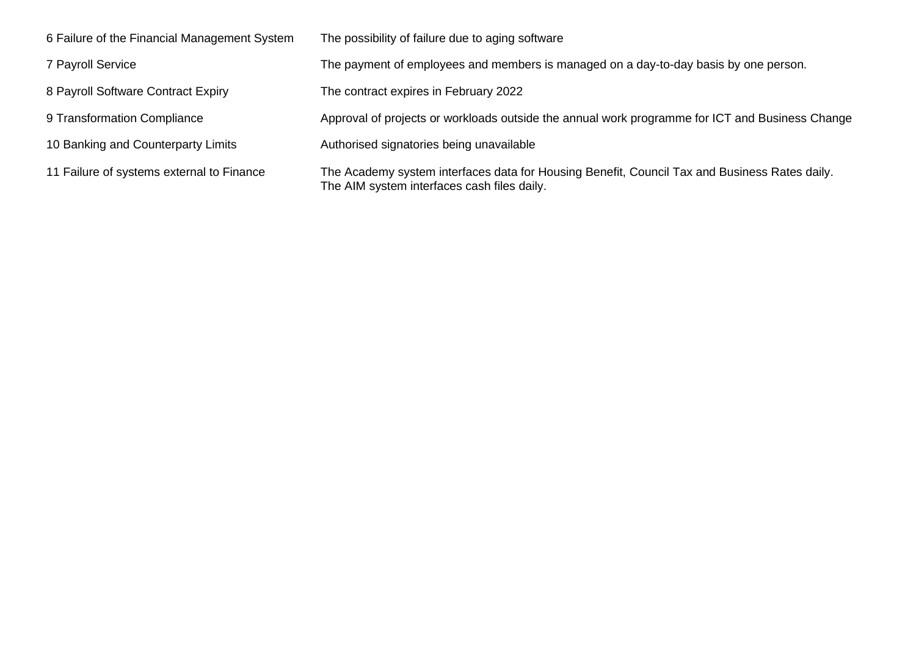| | |
|---|---|
| 6 Failure of the Financial Management System | The possibility of failure due to aging software |
| 7 Payroll Service | The payment of employees and members is managed on a day-to-day basis by one person. |
| 8 Payroll Software Contract Expiry | The contract expires in February 2022 |
| 9 Transformation Compliance | Approval of projects or workloads outside the annual work programme for ICT and Business Change |
| 10 Banking and Counterparty Limits | Authorised signatories being unavailable |
| 11 Failure of systems external to Finance | The Academy system interfaces data for Housing Benefit, Council Tax and Business Rates daily. The AIM system interfaces cash files daily. |